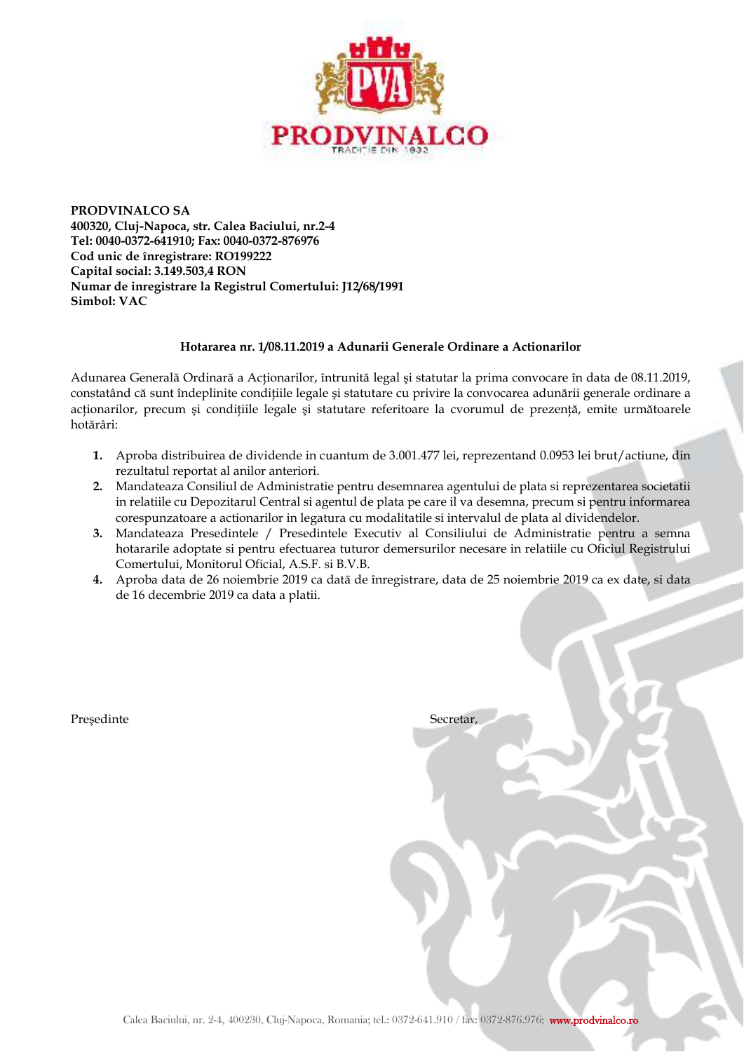**PRODVINALCO SA**
**400320, Cluj-Napoca, str. Calea Baciului, nr.2-4**
**Tel: 0040-0372-641910; Fax: 0040-0372-876976**
**Cod unic de înregistrare: RO199222**
**Capital social: 3.149.503,4 RON**
**Numar de inregistrare la Registrul Comertului: J12/68/1991**
**Simbol: VAC**

## Hotararea nr. 1/08.11.2019 a Adunarii Generale Ordinare a Actionarilor

Adunarea Generală Ordinară a Acționarilor, întrunită legal și statutar la prima convocare în data de 08.11.2019, constatând că sunt îndeplinite condițiile legale și statutare cu privire la convocarea adunării generale ordinare a acționarilor, precum și condițiile legale și statutare referitoare la cvorumul de prezență, emite următoarele hotărâri:

1. Aproba distribuirea de dividende in cuantum de 3.001.477 lei, reprezentand 0.0953 lei brut/actiune, din rezultatul reportat al anilor anteriori.
2. Mandateaza Consiliul de Administratie pentru desemnarea agentului de plata si reprezentarea societatii in relatiile cu Depozitarul Central si agentul de plata pe care il va desemna, precum si pentru informarea corespunzatoare a actionarilor in legatura cu modalitatile si intervalul de plata al dividendelor.
3. Mandateaza Presedintele / Presedintele Executiv al Consiliului de Administratie pentru a semna hotararile adoptate si pentru efectuarea tuturor demersurilor necesare in relatiile cu Oficiul Registrului Comertului, Monitorul Oficial, A.S.F. si B.V.B.
4. Aproba data de 26 noiembrie 2019 ca dată de înregistrare, data de 25 noiembrie 2019 ca ex date, si data de 16 decembrie 2019 ca data a platii.

Președinte

Secretar,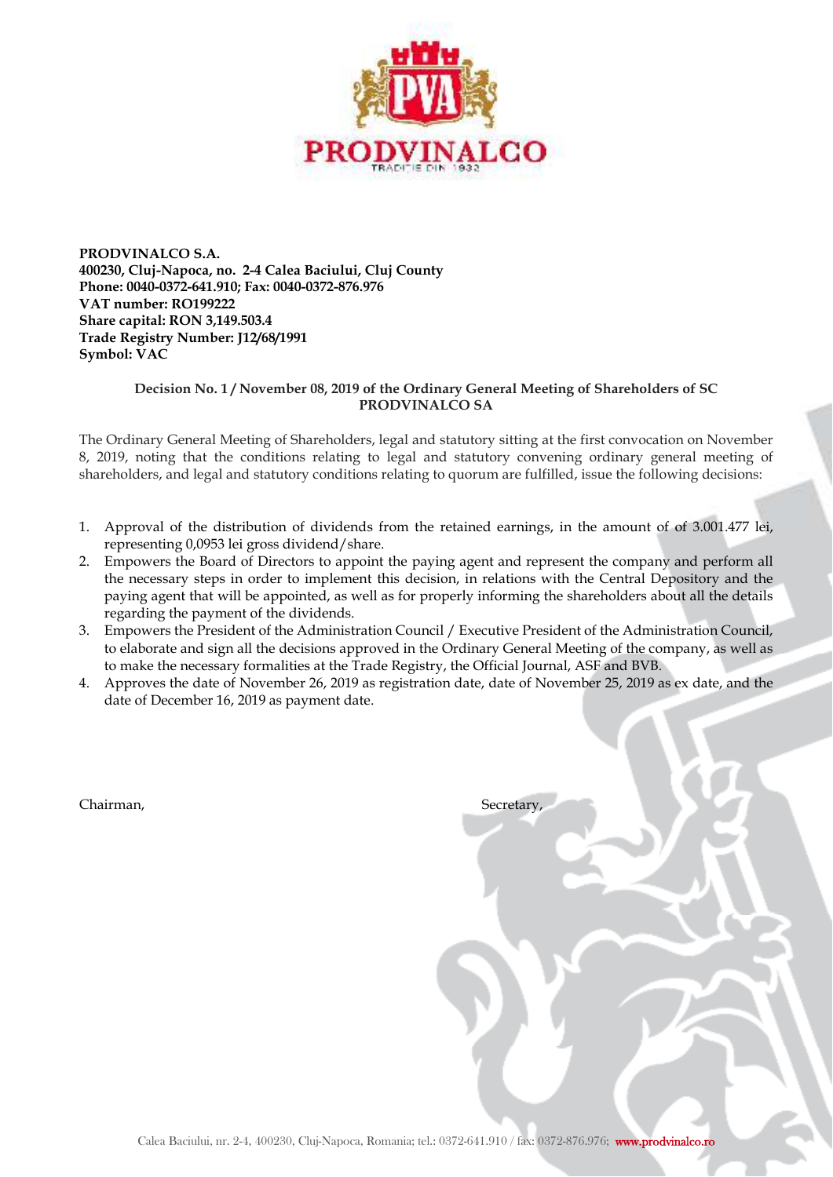**PRODVINALCO S.A.**
**400230, Cluj-Napoca, no. 2-4 Calea Baciului, Cluj County**
**Phone: 0040-0372-641.910; Fax: 0040-0372-876.976**
**VAT number: RO199222**
**Share capital: RON 3,149.503.4**
**Trade Registry Number: J12/68/1991**
**Symbol: VAC**

**Decision No. 1 / November 08, 2019 of the Ordinary General Meeting of Shareholders of SC PRODVINALCO SA**

The Ordinary General Meeting of Shareholders, legal and statutory sitting at the first convocation on November 8, 2019, noting that the conditions relating to legal and statutory convening ordinary general meeting of shareholders, and legal and statutory conditions relating to quorum are fulfilled, issue the following decisions:

1. Approval of the distribution of dividends from the retained earnings, in the amount of of 3.001.477 lei, representing 0,0953 lei gross dividend/share.
2. Empowers the Board of Directors to appoint the paying agent and represent the company and perform all the necessary steps in order to implement this decision, in relations with the Central Depository and the paying agent that will be appointed, as well as for properly informing the shareholders about all the details regarding the payment of the dividends.
3. Empowers the President of the Administration Council / Executive President of the Administration Council, to elaborate and sign all the decisions approved in the Ordinary General Meeting of the company, as well as to make the necessary formalities at the Trade Registry, the Official Journal, ASF and BVB.
4. Approves the date of November 26, 2019 as registration date, date of November 25, 2019 as ex date, and the date of December 16, 2019 as payment date.

Chairman,

Secretary,